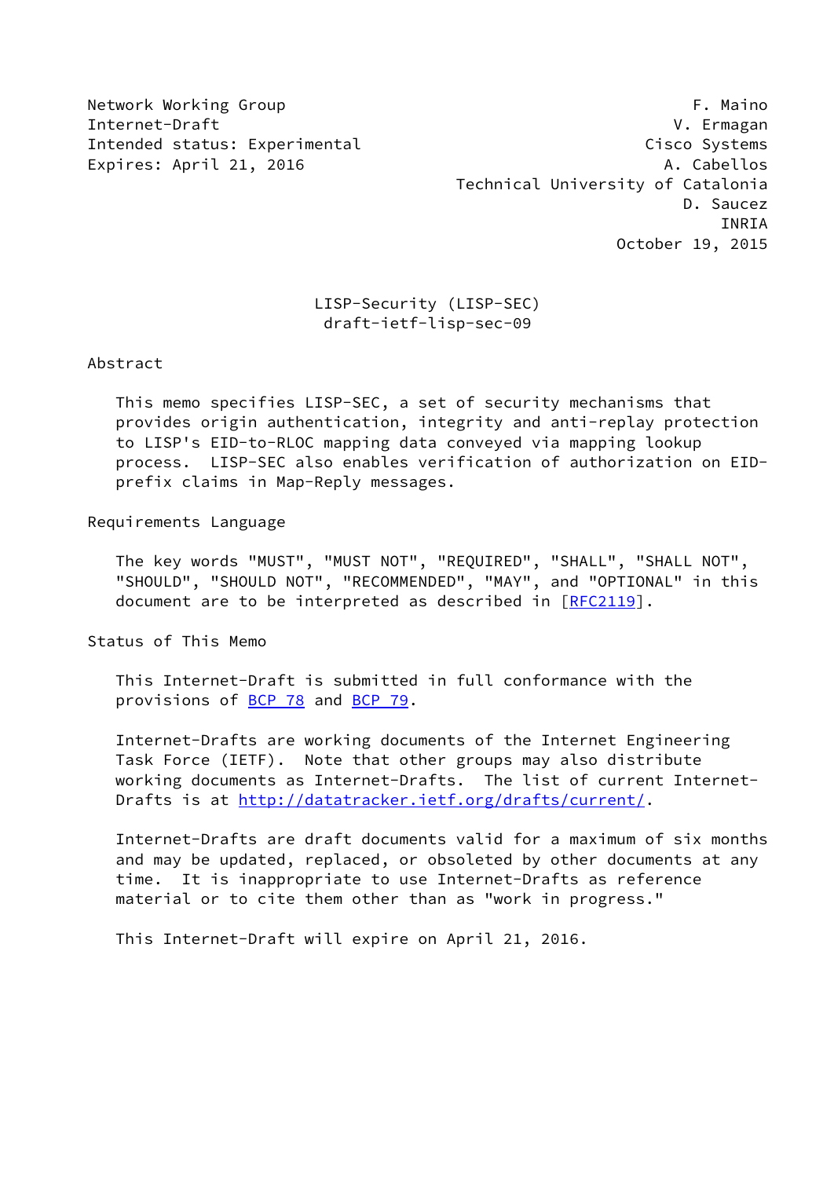Network Working Group F. Maino
Internet-Draft V. Ermagan
Intended status: Experimental Cisco Systems
Expires: April 21, 2016 A. Cabellos
Technical University of Catalonia
D. Saucez
INRIA
October 19, 2015

# LISP-Security (LISP-SEC)
draft-ietf-lisp-sec-09

## Abstract

This memo specifies LISP-SEC, a set of security mechanisms that provides origin authentication, integrity and anti-replay protection to LISP's EID-to-RLOC mapping data conveyed via mapping lookup process. LISP-SEC also enables verification of authorization on EID-prefix claims in Map-Reply messages.

## Requirements Language

The key words "MUST", "MUST NOT", "REQUIRED", "SHALL", "SHALL NOT", "SHOULD", "SHOULD NOT", "RECOMMENDED", "MAY", and "OPTIONAL" in this document are to be interpreted as described in [RFC2119].

## Status of This Memo

This Internet-Draft is submitted in full conformance with the provisions of BCP 78 and BCP 79.

Internet-Drafts are working documents of the Internet Engineering Task Force (IETF). Note that other groups may also distribute working documents as Internet-Drafts. The list of current Internet-Drafts is at http://datatracker.ietf.org/drafts/current/.

Internet-Drafts are draft documents valid for a maximum of six months and may be updated, replaced, or obsoleted by other documents at any time. It is inappropriate to use Internet-Drafts as reference material or to cite them other than as "work in progress."

This Internet-Draft will expire on April 21, 2016.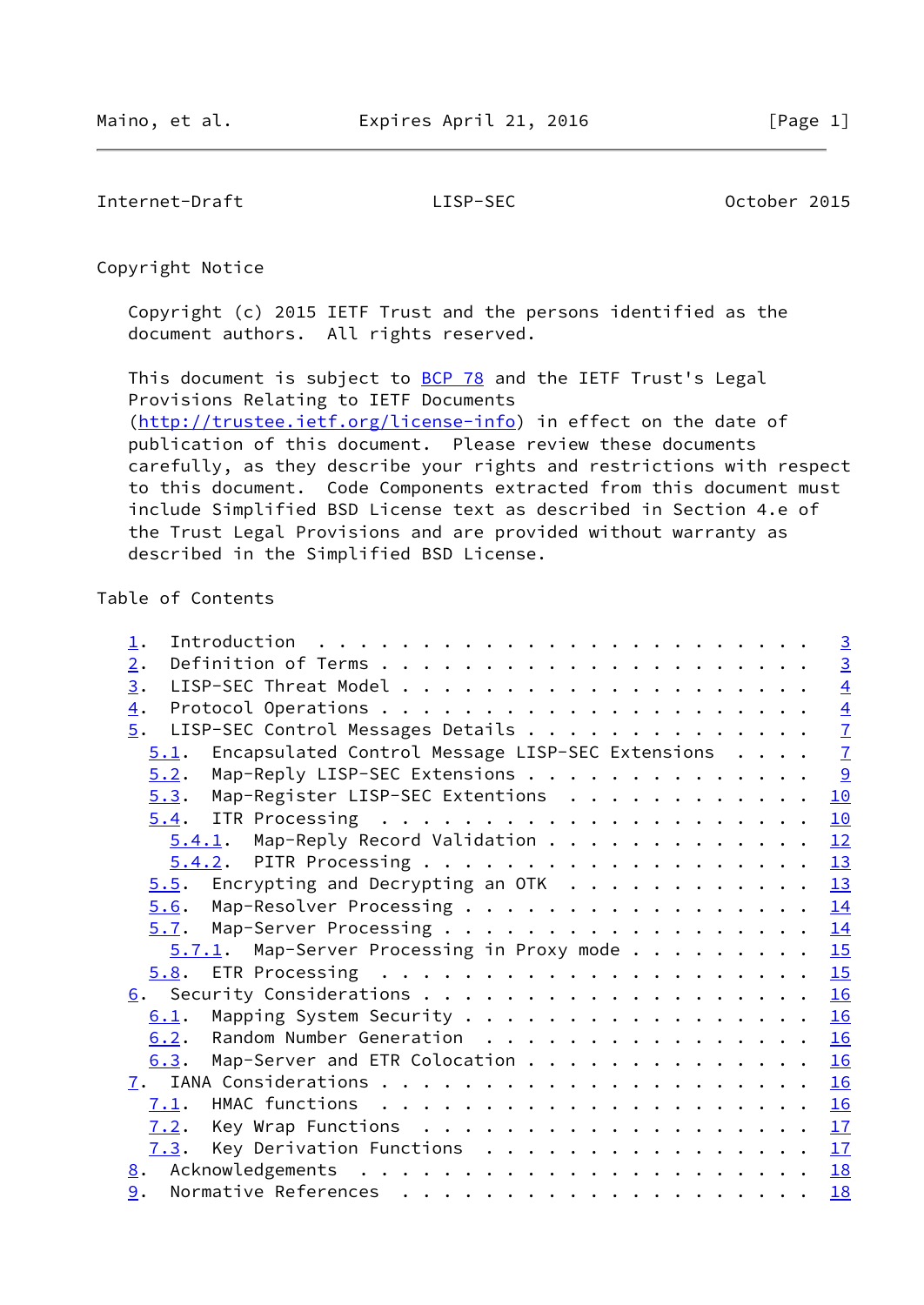## Copyright Notice

Copyright (c) 2015 IETF Trust and the persons identified as the document authors. All rights reserved.

This document is subject to BCP 78 and the IETF Trust's Legal Provisions Relating to IETF Documents (http://trustee.ietf.org/license-info) in effect on the date of publication of this document. Please review these documents carefully, as they describe your rights and restrictions with respect to this document. Code Components extracted from this document must include Simplified BSD License text as described in Section 4.e of the Trust Legal Provisions and are provided without warranty as described in the Simplified BSD License.

## Table of Contents

```
   1.  Introduction . . . . . . . . . . . . . . . . . . . . . . . .   3
   2.  Definition of Terms  . . . . . . . . . . . . . . . . . . . .   3
   3.  LISP-SEC Threat Model  . . . . . . . . . . . . . . . . . . .   4
   4.  Protocol Operations  . . . . . . . . . . . . . . . . . . . .   4
   5.  LISP-SEC Control Messages Details  . . . . . . . . . . . . .   7
     5.1.  Encapsulated Control Message LISP-SEC Extensions . . . .   7
     5.2.  Map-Reply LISP-SEC Extensions  . . . . . . . . . . . . .   9
     5.3.  Map-Register LISP-SEC Extentions . . . . . . . . . . . .  10
     5.4.  ITR Processing . . . . . . . . . . . . . . . . . . . . .  10
       5.4.1.  Map-Reply Record Validation  . . . . . . . . . . . .  12
       5.4.2.  PITR Processing  . . . . . . . . . . . . . . . . . .  13
     5.5.  Encrypting and Decrypting an OTK . . . . . . . . . . . .  13
     5.6.  Map-Resolver Processing  . . . . . . . . . . . . . . . .  14
     5.7.  Map-Server Processing  . . . . . . . . . . . . . . . . .  14
       5.7.1.  Map-Server Processing in Proxy mode  . . . . . . . .  15
     5.8.  ETR Processing . . . . . . . . . . . . . . . . . . . . .  15
   6.  Security Considerations  . . . . . . . . . . . . . . . . . .  16
     6.1.  Mapping System Security  . . . . . . . . . . . . . . . .  16
     6.2.  Random Number Generation . . . . . . . . . . . . . . . .  16
     6.3.  Map-Server and ETR Colocation  . . . . . . . . . . . . .  16
   7.  IANA Considerations  . . . . . . . . . . . . . . . . . . . .  16
     7.1.  HMAC functions . . . . . . . . . . . . . . . . . . . . .  16
     7.2.  Key Wrap Functions . . . . . . . . . . . . . . . . . . .  17
     7.3.  Key Derivation Functions . . . . . . . . . . . . . . . .  17
   8.  Acknowledgements . . . . . . . . . . . . . . . . . . . . . .  18
   9.  Normative References . . . . . . . . . . . . . . . . . . . .  18
```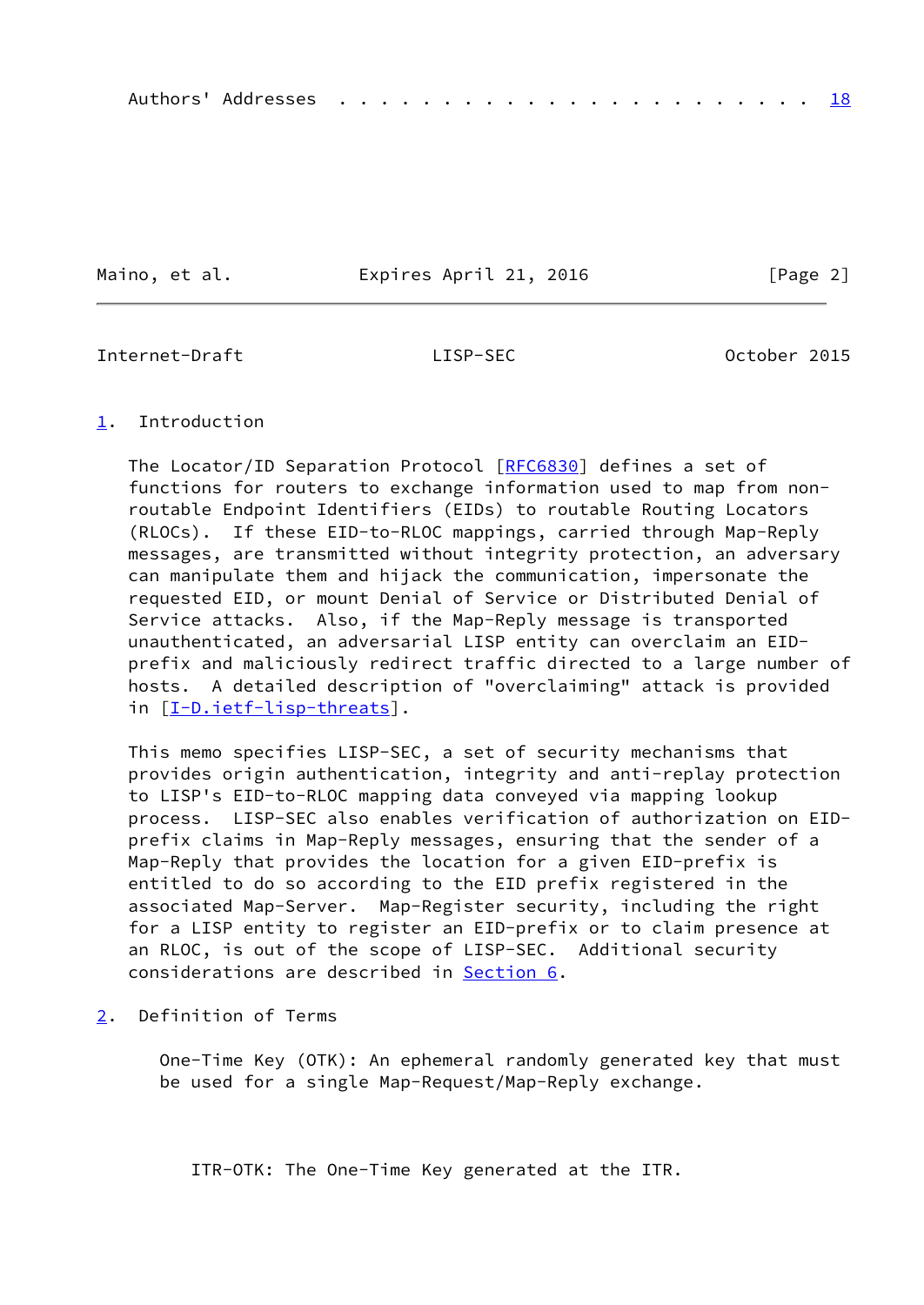Authors' Addresses . . . . . . . . . . . . . . . . . . . . . . . 18

## 1. Introduction

The Locator/ID Separation Protocol [RFC6830] defines a set of functions for routers to exchange information used to map from non-routable Endpoint Identifiers (EIDs) to routable Routing Locators (RLOCs). If these EID-to-RLOC mappings, carried through Map-Reply messages, are transmitted without integrity protection, an adversary can manipulate them and hijack the communication, impersonate the requested EID, or mount Denial of Service or Distributed Denial of Service attacks. Also, if the Map-Reply message is transported unauthenticated, an adversarial LISP entity can overclaim an EID-prefix and maliciously redirect traffic directed to a large number of hosts. A detailed description of "overclaiming" attack is provided in [I-D.ietf-lisp-threats].

This memo specifies LISP-SEC, a set of security mechanisms that provides origin authentication, integrity and anti-replay protection to LISP's EID-to-RLOC mapping data conveyed via mapping lookup process. LISP-SEC also enables verification of authorization on EID-prefix claims in Map-Reply messages, ensuring that the sender of a Map-Reply that provides the location for a given EID-prefix is entitled to do so according to the EID prefix registered in the associated Map-Server. Map-Register security, including the right for a LISP entity to register an EID-prefix or to claim presence at an RLOC, is out of the scope of LISP-SEC. Additional security considerations are described in Section 6.

## 2. Definition of Terms

One-Time Key (OTK): An ephemeral randomly generated key that must be used for a single Map-Request/Map-Reply exchange.

ITR-OTK: The One-Time Key generated at the ITR.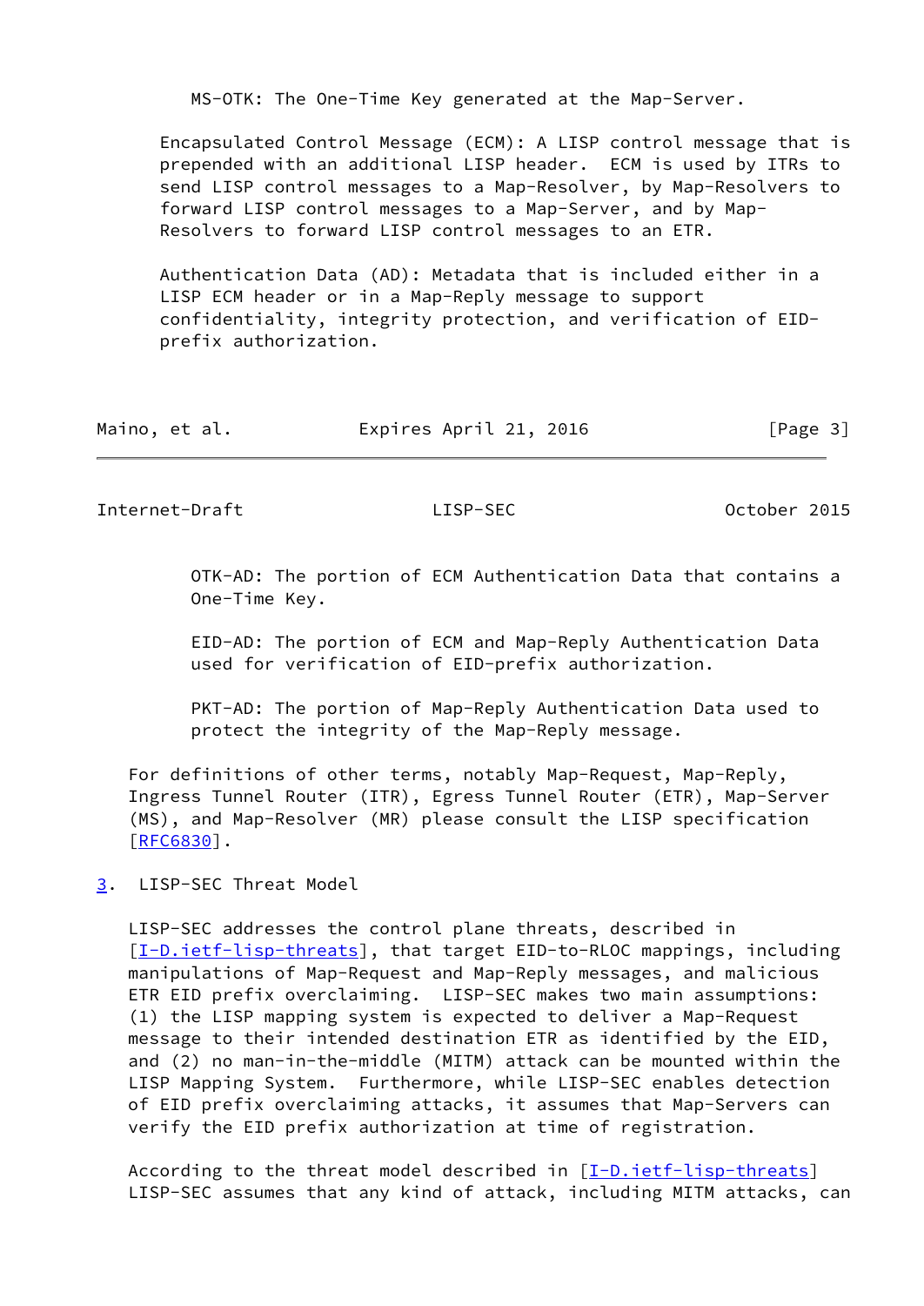MS-OTK: The One-Time Key generated at the Map-Server.

Encapsulated Control Message (ECM): A LISP control message that is prepended with an additional LISP header. ECM is used by ITRs to send LISP control messages to a Map-Resolver, by Map-Resolvers to forward LISP control messages to a Map-Server, and by Map-Resolvers to forward LISP control messages to an ETR.

Authentication Data (AD): Metadata that is included either in a LISP ECM header or in a Map-Reply message to support confidentiality, integrity protection, and verification of EID-prefix authorization.

OTK-AD: The portion of ECM Authentication Data that contains a One-Time Key.

EID-AD: The portion of ECM and Map-Reply Authentication Data used for verification of EID-prefix authorization.

PKT-AD: The portion of Map-Reply Authentication Data used to protect the integrity of the Map-Reply message.

For definitions of other terms, notably Map-Request, Map-Reply, Ingress Tunnel Router (ITR), Egress Tunnel Router (ETR), Map-Server (MS), and Map-Resolver (MR) please consult the LISP specification [RFC6830].

## 3. LISP-SEC Threat Model

LISP-SEC addresses the control plane threats, described in [I-D.ietf-lisp-threats], that target EID-to-RLOC mappings, including manipulations of Map-Request and Map-Reply messages, and malicious ETR EID prefix overclaiming. LISP-SEC makes two main assumptions: (1) the LISP mapping system is expected to deliver a Map-Request message to their intended destination ETR as identified by the EID, and (2) no man-in-the-middle (MITM) attack can be mounted within the LISP Mapping System. Furthermore, while LISP-SEC enables detection of EID prefix overclaiming attacks, it assumes that Map-Servers can verify the EID prefix authorization at time of registration.

According to the threat model described in [I-D.ietf-lisp-threats] LISP-SEC assumes that any kind of attack, including MITM attacks, can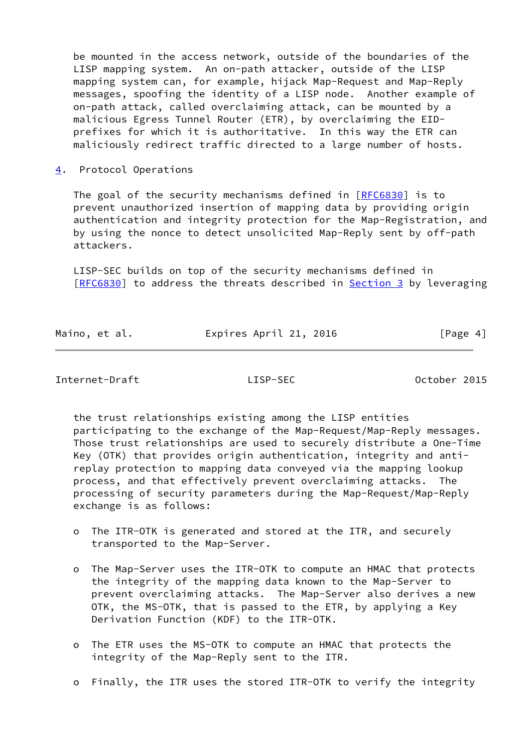be mounted in the access network, outside of the boundaries of the LISP mapping system. An on-path attacker, outside of the LISP mapping system can, for example, hijack Map-Request and Map-Reply messages, spoofing the identity of a LISP node. Another example of on-path attack, called overclaiming attack, can be mounted by a malicious Egress Tunnel Router (ETR), by overclaiming the EID-prefixes for which it is authoritative. In this way the ETR can maliciously redirect traffic directed to a large number of hosts.

## 4. Protocol Operations

The goal of the security mechanisms defined in [RFC6830] is to prevent unauthorized insertion of mapping data by providing origin authentication and integrity protection for the Map-Registration, and by using the nonce to detect unsolicited Map-Reply sent by off-path attackers.

LISP-SEC builds on top of the security mechanisms defined in [RFC6830] to address the threats described in Section 3 by leveraging the trust relationships existing among the LISP entities participating to the exchange of the Map-Request/Map-Reply messages. Those trust relationships are used to securely distribute a One-Time Key (OTK) that provides origin authentication, integrity and anti-replay protection to mapping data conveyed via the mapping lookup process, and that effectively prevent overclaiming attacks. The processing of security parameters during the Map-Request/Map-Reply exchange is as follows:

- The ITR-OTK is generated and stored at the ITR, and securely transported to the Map-Server.

- The Map-Server uses the ITR-OTK to compute an HMAC that protects the integrity of the mapping data known to the Map-Server to prevent overclaiming attacks. The Map-Server also derives a new OTK, the MS-OTK, that is passed to the ETR, by applying a Key Derivation Function (KDF) to the ITR-OTK.

- The ETR uses the MS-OTK to compute an HMAC that protects the integrity of the Map-Reply sent to the ITR.

- Finally, the ITR uses the stored ITR-OTK to verify the integrity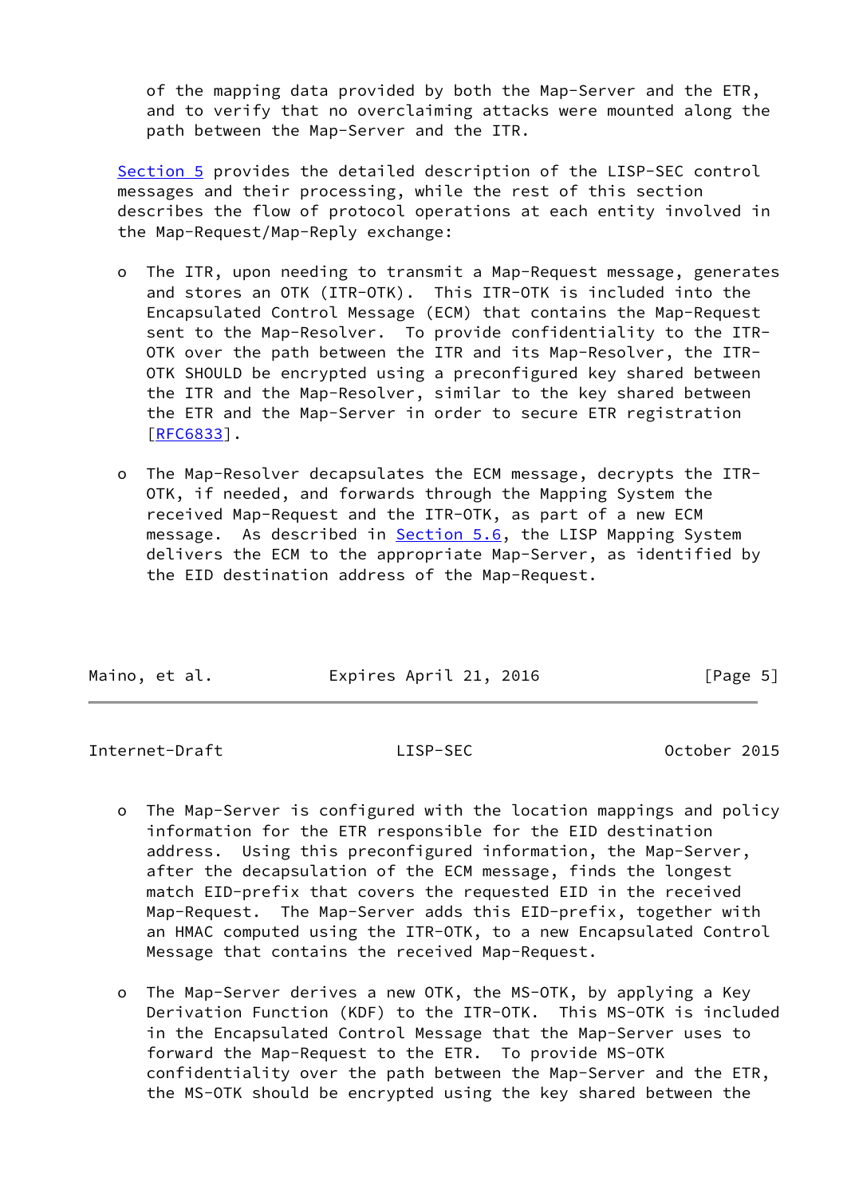of the mapping data provided by both the Map-Server and the ETR, and to verify that no overclaiming attacks were mounted along the path between the Map-Server and the ITR.

Section 5 provides the detailed description of the LISP-SEC control messages and their processing, while the rest of this section describes the flow of protocol operations at each entity involved in the Map-Request/Map-Reply exchange:

- The ITR, upon needing to transmit a Map-Request message, generates and stores an OTK (ITR-OTK). This ITR-OTK is included into the Encapsulated Control Message (ECM) that contains the Map-Request sent to the Map-Resolver. To provide confidentiality to the ITR-OTK over the path between the ITR and its Map-Resolver, the ITR-OTK SHOULD be encrypted using a preconfigured key shared between the ITR and the Map-Resolver, similar to the key shared between the ETR and the Map-Server in order to secure ETR registration [RFC6833].

- The Map-Resolver decapsulates the ECM message, decrypts the ITR-OTK, if needed, and forwards through the Mapping System the received Map-Request and the ITR-OTK, as part of a new ECM message. As described in Section 5.6, the LISP Mapping System delivers the ECM to the appropriate Map-Server, as identified by the EID destination address of the Map-Request.

- The Map-Server is configured with the location mappings and policy information for the ETR responsible for the EID destination address. Using this preconfigured information, the Map-Server, after the decapsulation of the ECM message, finds the longest match EID-prefix that covers the requested EID in the received Map-Request. The Map-Server adds this EID-prefix, together with an HMAC computed using the ITR-OTK, to a new Encapsulated Control Message that contains the received Map-Request.

- The Map-Server derives a new OTK, the MS-OTK, by applying a Key Derivation Function (KDF) to the ITR-OTK. This MS-OTK is included in the Encapsulated Control Message that the Map-Server uses to forward the Map-Request to the ETR. To provide MS-OTK confidentiality over the path between the Map-Server and the ETR, the MS-OTK should be encrypted using the key shared between the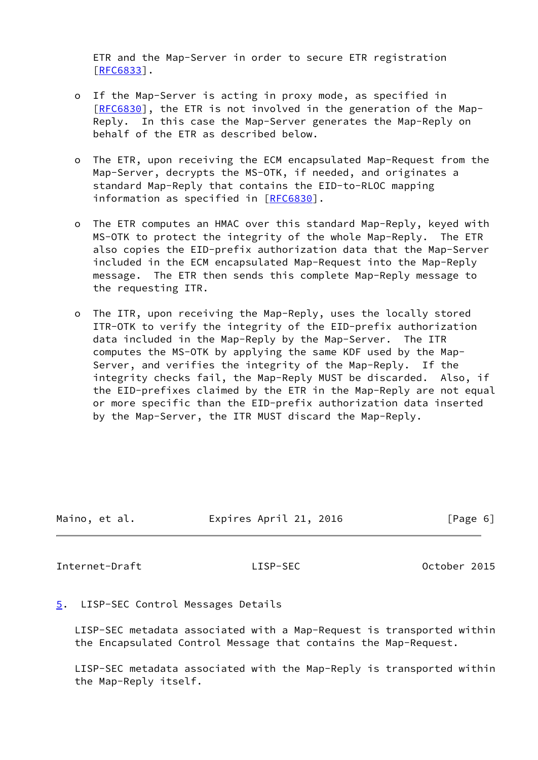ETR and the Map-Server in order to secure ETR registration [RFC6833].

- If the Map-Server is acting in proxy mode, as specified in [RFC6830], the ETR is not involved in the generation of the Map-Reply. In this case the Map-Server generates the Map-Reply on behalf of the ETR as described below.

- The ETR, upon receiving the ECM encapsulated Map-Request from the Map-Server, decrypts the MS-OTK, if needed, and originates a standard Map-Reply that contains the EID-to-RLOC mapping information as specified in [RFC6830].

- The ETR computes an HMAC over this standard Map-Reply, keyed with MS-OTK to protect the integrity of the whole Map-Reply. The ETR also copies the EID-prefix authorization data that the Map-Server included in the ECM encapsulated Map-Request into the Map-Reply message. The ETR then sends this complete Map-Reply message to the requesting ITR.

- The ITR, upon receiving the Map-Reply, uses the locally stored ITR-OTK to verify the integrity of the EID-prefix authorization data included in the Map-Reply by the Map-Server. The ITR computes the MS-OTK by applying the same KDF used by the Map-Server, and verifies the integrity of the Map-Reply. If the integrity checks fail, the Map-Reply MUST be discarded. Also, if the EID-prefixes claimed by the ETR in the Map-Reply are not equal or more specific than the EID-prefix authorization data inserted by the Map-Server, the ITR MUST discard the Map-Reply.

## 5. LISP-SEC Control Messages Details

LISP-SEC metadata associated with a Map-Request is transported within the Encapsulated Control Message that contains the Map-Request.

LISP-SEC metadata associated with the Map-Reply is transported within the Map-Reply itself.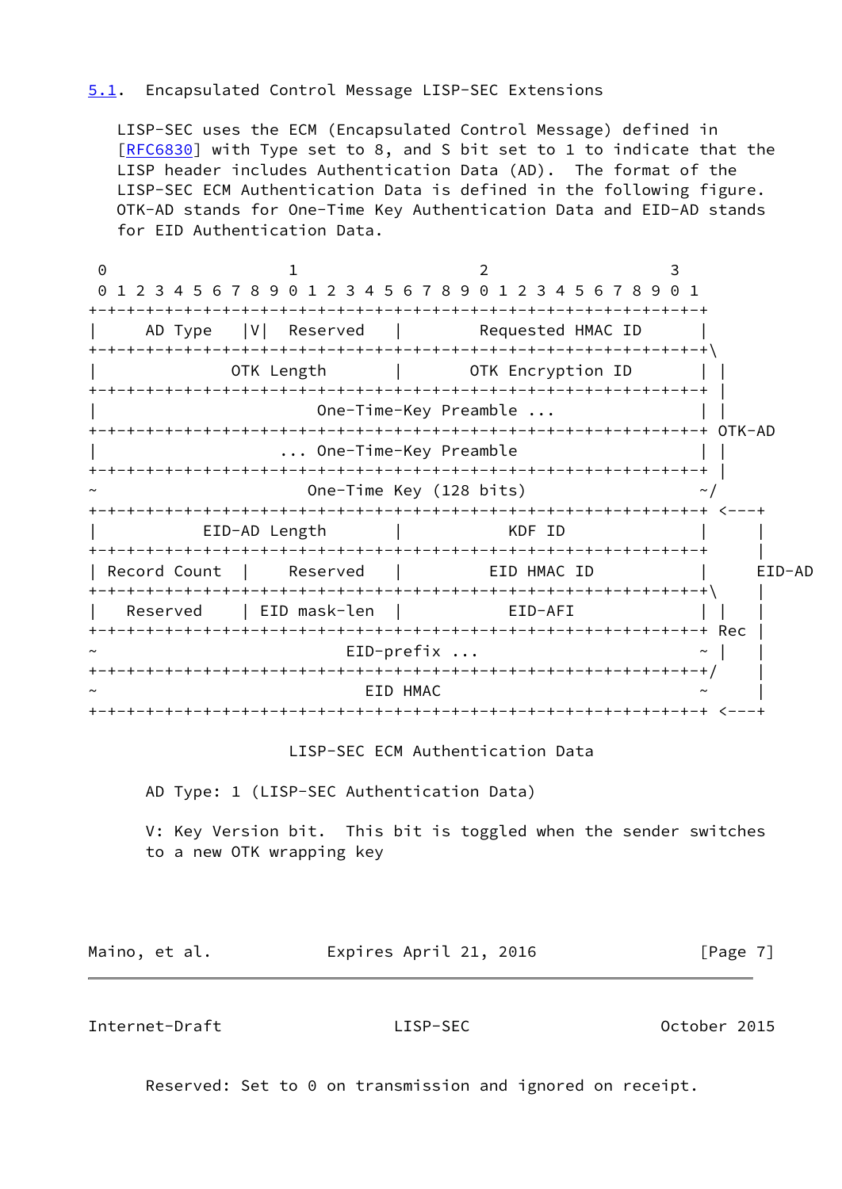## 5.1. Encapsulated Control Message LISP-SEC Extensions

LISP-SEC uses the ECM (Encapsulated Control Message) defined in [RFC6830] with Type set to 8, and S bit set to 1 to indicate that the LISP header includes Authentication Data (AD). The format of the LISP-SEC ECM Authentication Data is defined in the following figure. OTK-AD stands for One-Time Key Authentication Data and EID-AD stands for EID Authentication Data.

```
 0                   1                   2                   3
 0 1 2 3 4 5 6 7 8 9 0 1 2 3 4 5 6 7 8 9 0 1 2 3 4 5 6 7 8 9 0 1
+-+-+-+-+-+-+-+-+-+-+-+-+-+-+-+-+-+-+-+-+-+-+-+-+-+-+-+-+-+-+-+-+
|     AD Type   |V|  Reserved   |        Requested HMAC ID      |
+-+-+-+-+-+-+-+-+-+-+-+-+-+-+-+-+-+-+-+-+-+-+-+-+-+-+-+-+-+-+-+-+\
|              OTK Length       |       OTK Encryption ID       | |
+-+-+-+-+-+-+-+-+-+-+-+-+-+-+-+-+-+-+-+-+-+-+-+-+-+-+-+-+-+-+-+-+ |
|                       One-Time-Key Preamble ...               | |
+-+-+-+-+-+-+-+-+-+-+-+-+-+-+-+-+-+-+-+-+-+-+-+-+-+-+-+-+-+-+-+-+ OTK-AD
|                   ... One-Time-Key Preamble                   | |
+-+-+-+-+-+-+-+-+-+-+-+-+-+-+-+-+-+-+-+-+-+-+-+-+-+-+-+-+-+-+-+-+ |
~                      One-Time Key (128 bits)                  ~/
+-+-+-+-+-+-+-+-+-+-+-+-+-+-+-+-+-+-+-+-+-+-+-+-+-+-+-+-+-+-+-+-+ <---+
|           EID-AD Length       |           KDF ID              |     |
+-+-+-+-+-+-+-+-+-+-+-+-+-+-+-+-+-+-+-+-+-+-+-+-+-+-+-+-+-+-+-+-+     |
| Record Count  |    Reserved   |         EID HMAC ID           |   EID-AD
+-+-+-+-+-+-+-+-+-+-+-+-+-+-+-+-+-+-+-+-+-+-+-+-+-+-+-+-+-+-+-+-+\    |
|   Reserved    | EID mask-len  |           EID-AFI             | |   |
+-+-+-+-+-+-+-+-+-+-+-+-+-+-+-+-+-+-+-+-+-+-+-+-+-+-+-+-+-+-+-+-+ Rec |
~                          EID-prefix ...                       ~ |   |
+-+-+-+-+-+-+-+-+-+-+-+-+-+-+-+-+-+-+-+-+-+-+-+-+-+-+-+-+-+-+-+-+/    |
~                            EID HMAC                           ~     |
+-+-+-+-+-+-+-+-+-+-+-+-+-+-+-+-+-+-+-+-+-+-+-+-+-+-+-+-+-+-+-+-+ <---+
```

LISP-SEC ECM Authentication Data

AD Type: 1 (LISP-SEC Authentication Data)

V: Key Version bit. This bit is toggled when the sender switches to a new OTK wrapping key

Reserved: Set to 0 on transmission and ignored on receipt.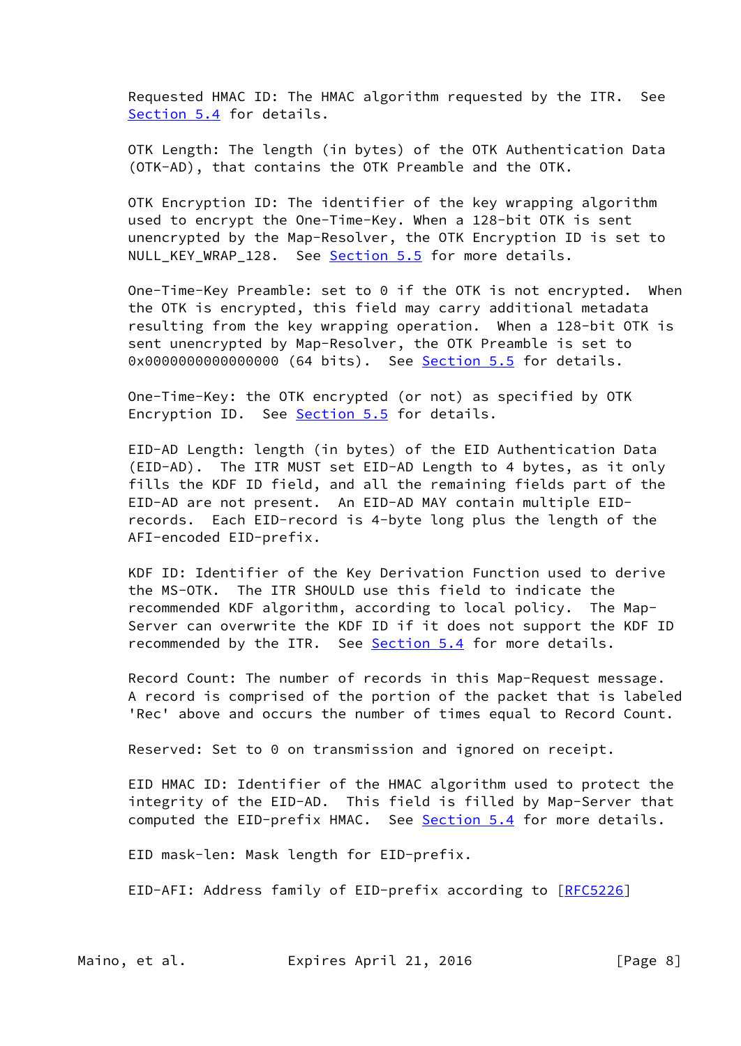Requested HMAC ID: The HMAC algorithm requested by the ITR. See Section 5.4 for details.

OTK Length: The length (in bytes) of the OTK Authentication Data (OTK-AD), that contains the OTK Preamble and the OTK.

OTK Encryption ID: The identifier of the key wrapping algorithm used to encrypt the One-Time-Key. When a 128-bit OTK is sent unencrypted by the Map-Resolver, the OTK Encryption ID is set to NULL_KEY_WRAP_128. See Section 5.5 for more details.

One-Time-Key Preamble: set to 0 if the OTK is not encrypted. When the OTK is encrypted, this field may carry additional metadata resulting from the key wrapping operation. When a 128-bit OTK is sent unencrypted by Map-Resolver, the OTK Preamble is set to 0x0000000000000000 (64 bits). See Section 5.5 for details.

One-Time-Key: the OTK encrypted (or not) as specified by OTK Encryption ID. See Section 5.5 for details.

EID-AD Length: length (in bytes) of the EID Authentication Data (EID-AD). The ITR MUST set EID-AD Length to 4 bytes, as it only fills the KDF ID field, and all the remaining fields part of the EID-AD are not present. An EID-AD MAY contain multiple EID-records. Each EID-record is 4-byte long plus the length of the AFI-encoded EID-prefix.

KDF ID: Identifier of the Key Derivation Function used to derive the MS-OTK. The ITR SHOULD use this field to indicate the recommended KDF algorithm, according to local policy. The Map-Server can overwrite the KDF ID if it does not support the KDF ID recommended by the ITR. See Section 5.4 for more details.

Record Count: The number of records in this Map-Request message. A record is comprised of the portion of the packet that is labeled 'Rec' above and occurs the number of times equal to Record Count.

Reserved: Set to 0 on transmission and ignored on receipt.

EID HMAC ID: Identifier of the HMAC algorithm used to protect the integrity of the EID-AD. This field is filled by Map-Server that computed the EID-prefix HMAC. See Section 5.4 for more details.

EID mask-len: Mask length for EID-prefix.

EID-AFI: Address family of EID-prefix according to [RFC5226]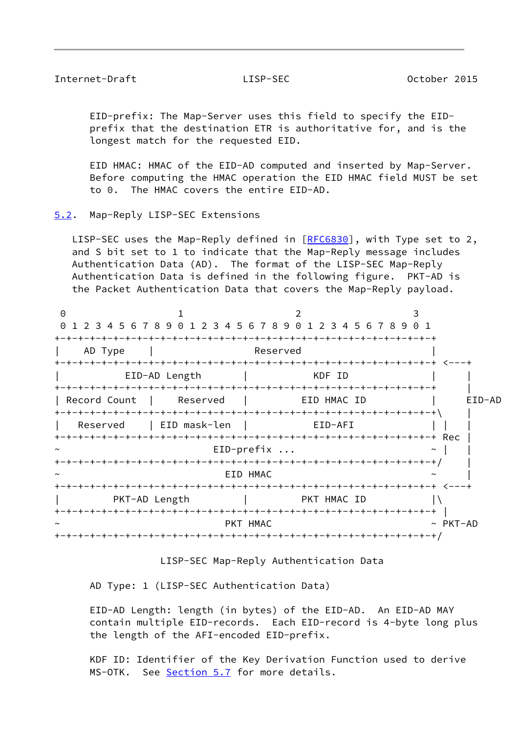EID-prefix: The Map-Server uses this field to specify the EID-prefix that the destination ETR is authoritative for, and is the longest match for the requested EID.

EID HMAC: HMAC of the EID-AD computed and inserted by Map-Server. Before computing the HMAC operation the EID HMAC field MUST be set to 0. The HMAC covers the entire EID-AD.

## 5.2. Map-Reply LISP-SEC Extensions

LISP-SEC uses the Map-Reply defined in [RFC6830], with Type set to 2, and S bit set to 1 to indicate that the Map-Reply message includes Authentication Data (AD). The format of the LISP-SEC Map-Reply Authentication Data is defined in the following figure. PKT-AD is the Packet Authentication Data that covers the Map-Reply payload.

```
 0                   1                   2                   3
 0 1 2 3 4 5 6 7 8 9 0 1 2 3 4 5 6 7 8 9 0 1 2 3 4 5 6 7 8 9 0 1
+-+-+-+-+-+-+-+-+-+-+-+-+-+-+-+-+-+-+-+-+-+-+-+-+-+-+-+-+-+-+-+-+
|    AD Type    |                   Reserved                    |
+-+-+-+-+-+-+-+-+-+-+-+-+-+-+-+-+-+-+-+-+-+-+-+-+-+-+-+-+-+-+-+-+ <---+
|           EID-AD Length       |             KDF ID            |     |
+-+-+-+-+-+-+-+-+-+-+-+-+-+-+-+-+-+-+-+-+-+-+-+-+-+-+-+-+-+-+-+-+     |
| Record Count  |    Reserved   |         EID HMAC ID           |   EID-AD
+-+-+-+-+-+-+-+-+-+-+-+-+-+-+-+-+-+-+-+-+-+-+-+-+-+-+-+-+-+-+-+-+\    |
|   Reserved    | EID mask-len  |           EID-AFI             | |   |
+-+-+-+-+-+-+-+-+-+-+-+-+-+-+-+-+-+-+-+-+-+-+-+-+-+-+-+-+-+-+-+-+ Rec |
~                          EID-prefix ...                       ~ |   |
+-+-+-+-+-+-+-+-+-+-+-+-+-+-+-+-+-+-+-+-+-+-+-+-+-+-+-+-+-+-+-+-+/    |
~                            EID HMAC                           ~     |
+-+-+-+-+-+-+-+-+-+-+-+-+-+-+-+-+-+-+-+-+-+-+-+-+-+-+-+-+-+-+-+-+ <---+
|         PKT-AD Length         |         PKT HMAC ID           |\
+-+-+-+-+-+-+-+-+-+-+-+-+-+-+-+-+-+-+-+-+-+-+-+-+-+-+-+-+-+-+-+-+ |
~                            PKT HMAC                           ~ PKT-AD
+-+-+-+-+-+-+-+-+-+-+-+-+-+-+-+-+-+-+-+-+-+-+-+-+-+-+-+-+-+-+-+-+/
```

LISP-SEC Map-Reply Authentication Data

AD Type: 1 (LISP-SEC Authentication Data)

EID-AD Length: length (in bytes) of the EID-AD. An EID-AD MAY contain multiple EID-records. Each EID-record is 4-byte long plus the length of the AFI-encoded EID-prefix.

KDF ID: Identifier of the Key Derivation Function used to derive MS-OTK. See Section 5.7 for more details.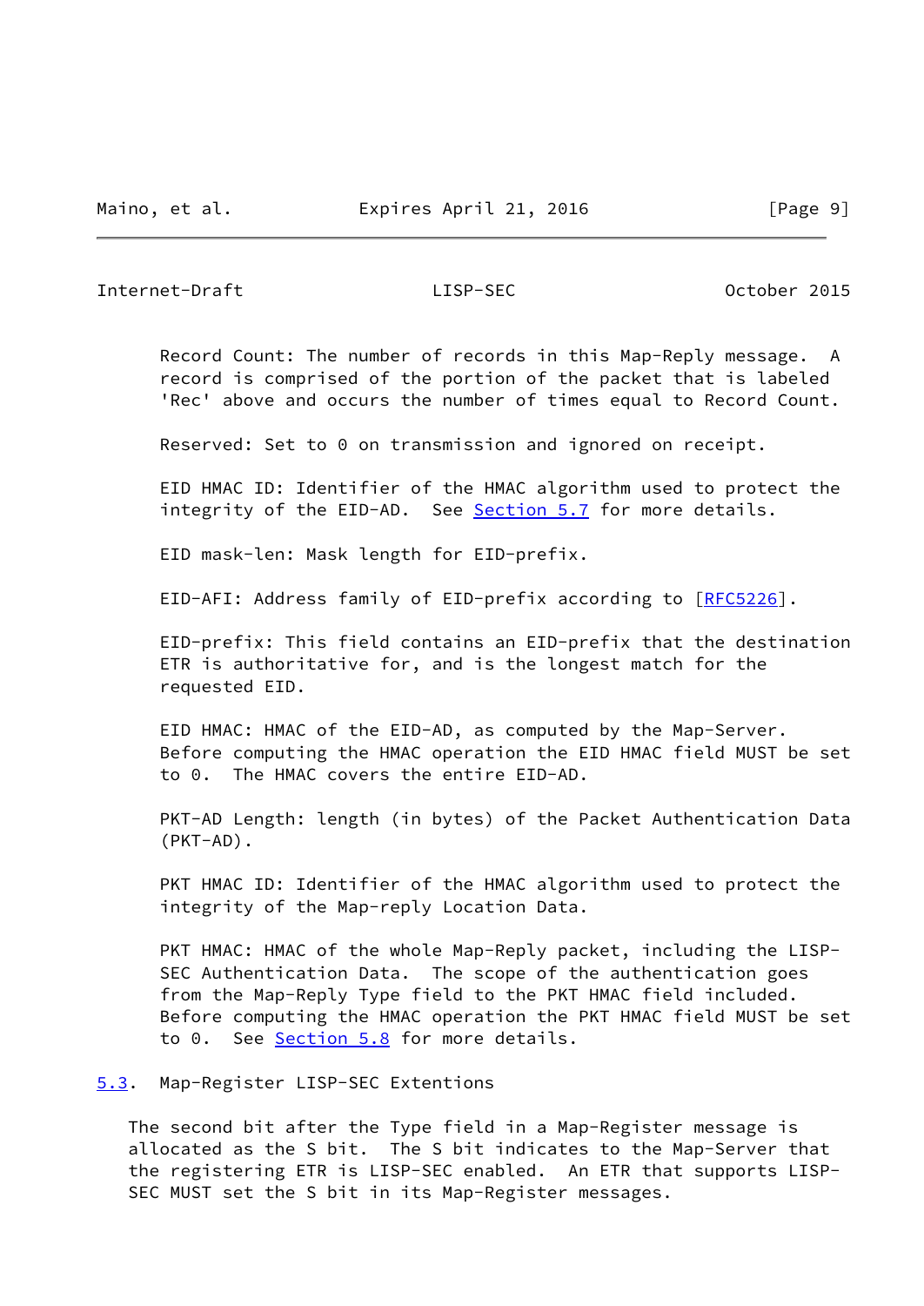Record Count: The number of records in this Map-Reply message. A record is comprised of the portion of the packet that is labeled 'Rec' above and occurs the number of times equal to Record Count.

Reserved: Set to 0 on transmission and ignored on receipt.

EID HMAC ID: Identifier of the HMAC algorithm used to protect the integrity of the EID-AD. See Section 5.7 for more details.

EID mask-len: Mask length for EID-prefix.

EID-AFI: Address family of EID-prefix according to [RFC5226].

EID-prefix: This field contains an EID-prefix that the destination ETR is authoritative for, and is the longest match for the requested EID.

EID HMAC: HMAC of the EID-AD, as computed by the Map-Server. Before computing the HMAC operation the EID HMAC field MUST be set to 0. The HMAC covers the entire EID-AD.

PKT-AD Length: length (in bytes) of the Packet Authentication Data (PKT-AD).

PKT HMAC ID: Identifier of the HMAC algorithm used to protect the integrity of the Map-reply Location Data.

PKT HMAC: HMAC of the whole Map-Reply packet, including the LISP-SEC Authentication Data. The scope of the authentication goes from the Map-Reply Type field to the PKT HMAC field included. Before computing the HMAC operation the PKT HMAC field MUST be set to 0. See Section 5.8 for more details.

## 5.3. Map-Register LISP-SEC Extentions

The second bit after the Type field in a Map-Register message is allocated as the S bit. The S bit indicates to the Map-Server that the registering ETR is LISP-SEC enabled. An ETR that supports LISP-SEC MUST set the S bit in its Map-Register messages.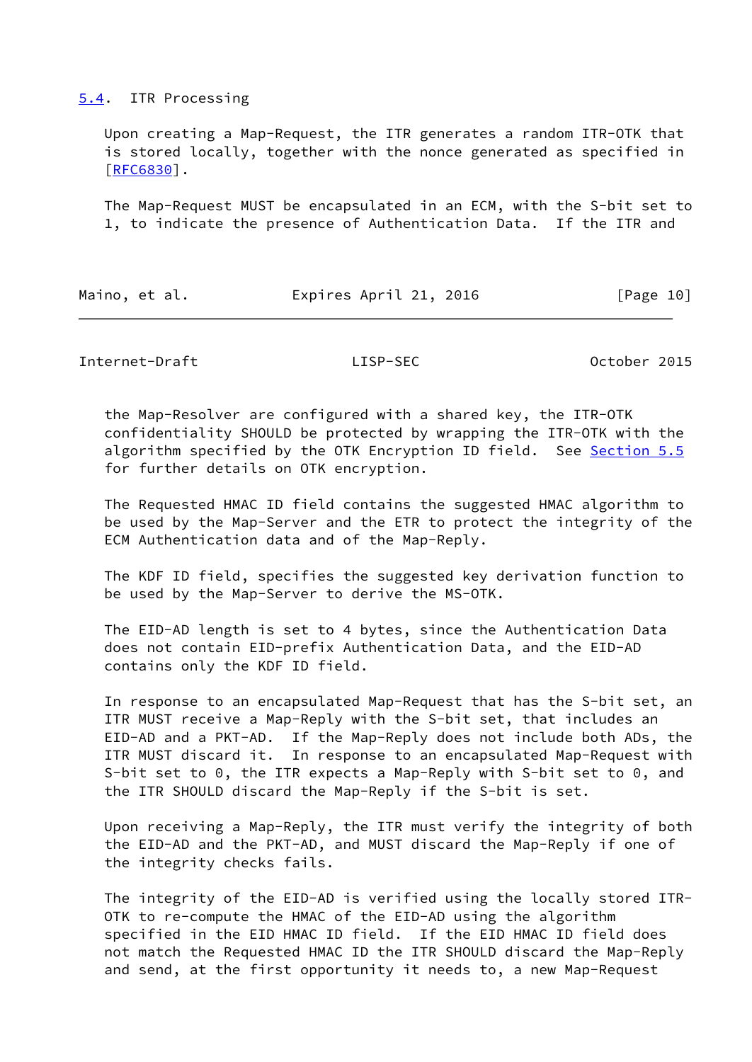### 5.4. ITR Processing

Upon creating a Map-Request, the ITR generates a random ITR-OTK that is stored locally, together with the nonce generated as specified in [RFC6830].

The Map-Request MUST be encapsulated in an ECM, with the S-bit set to 1, to indicate the presence of Authentication Data. If the ITR and the Map-Resolver are configured with a shared key, the ITR-OTK confidentiality SHOULD be protected by wrapping the ITR-OTK with the algorithm specified by the OTK Encryption ID field. See Section 5.5 for further details on OTK encryption.

The Requested HMAC ID field contains the suggested HMAC algorithm to be used by the Map-Server and the ETR to protect the integrity of the ECM Authentication data and of the Map-Reply.

The KDF ID field, specifies the suggested key derivation function to be used by the Map-Server to derive the MS-OTK.

The EID-AD length is set to 4 bytes, since the Authentication Data does not contain EID-prefix Authentication Data, and the EID-AD contains only the KDF ID field.

In response to an encapsulated Map-Request that has the S-bit set, an ITR MUST receive a Map-Reply with the S-bit set, that includes an EID-AD and a PKT-AD. If the Map-Reply does not include both ADs, the ITR MUST discard it. In response to an encapsulated Map-Request with S-bit set to 0, the ITR expects a Map-Reply with S-bit set to 0, and the ITR SHOULD discard the Map-Reply if the S-bit is set.

Upon receiving a Map-Reply, the ITR must verify the integrity of both the EID-AD and the PKT-AD, and MUST discard the Map-Reply if one of the integrity checks fails.

The integrity of the EID-AD is verified using the locally stored ITR-OTK to re-compute the HMAC of the EID-AD using the algorithm specified in the EID HMAC ID field. If the EID HMAC ID field does not match the Requested HMAC ID the ITR SHOULD discard the Map-Reply and send, at the first opportunity it needs to, a new Map-Request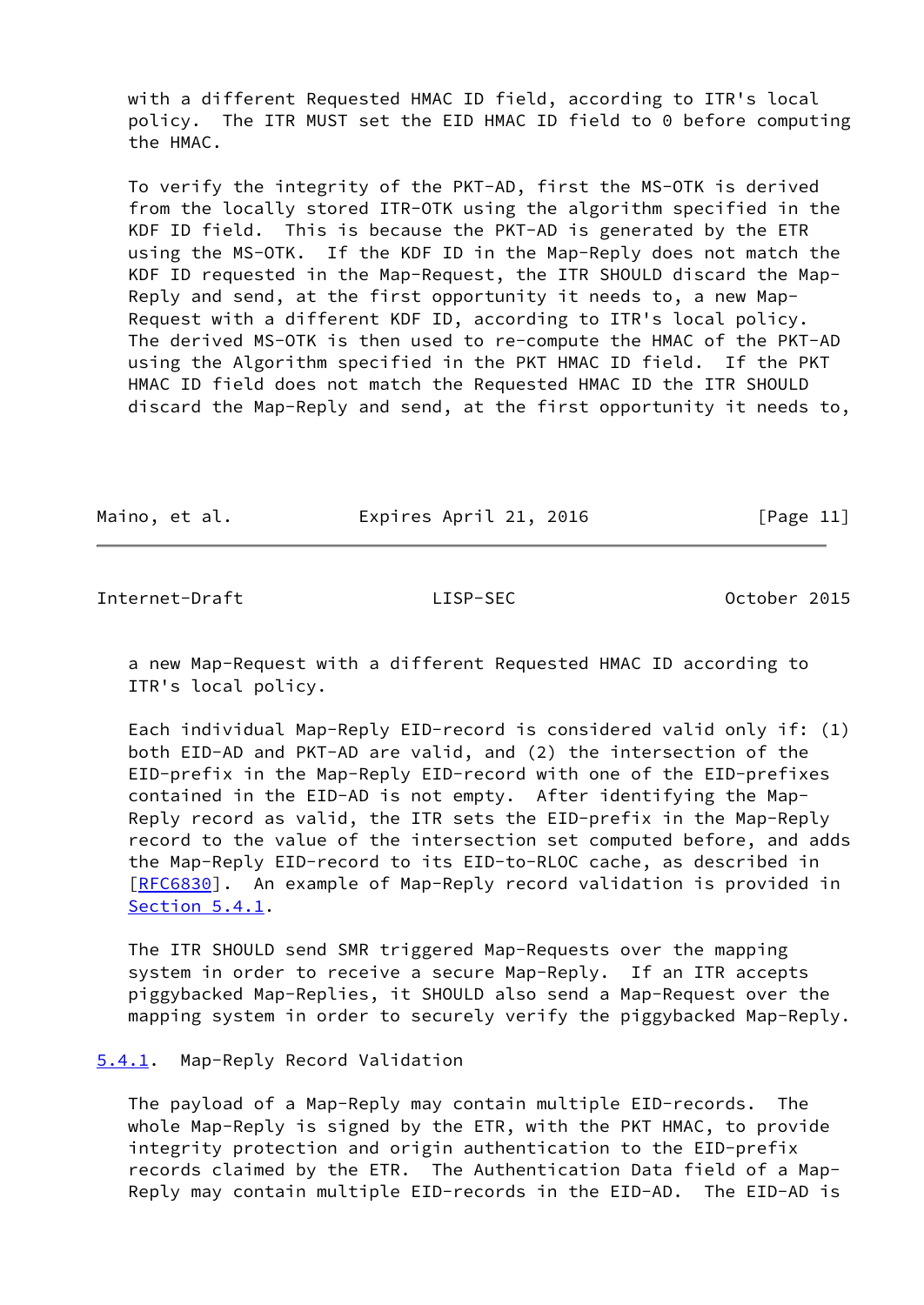with a different Requested HMAC ID field, according to ITR's local policy. The ITR MUST set the EID HMAC ID field to 0 before computing the HMAC.

To verify the integrity of the PKT-AD, first the MS-OTK is derived from the locally stored ITR-OTK using the algorithm specified in the KDF ID field. This is because the PKT-AD is generated by the ETR using the MS-OTK. If the KDF ID in the Map-Reply does not match the KDF ID requested in the Map-Request, the ITR SHOULD discard the Map-Reply and send, at the first opportunity it needs to, a new Map-Request with a different KDF ID, according to ITR's local policy. The derived MS-OTK is then used to re-compute the HMAC of the PKT-AD using the Algorithm specified in the PKT HMAC ID field. If the PKT HMAC ID field does not match the Requested HMAC ID the ITR SHOULD discard the Map-Reply and send, at the first opportunity it needs to, a new Map-Request with a different Requested HMAC ID according to ITR's local policy.

Each individual Map-Reply EID-record is considered valid only if: (1) both EID-AD and PKT-AD are valid, and (2) the intersection of the EID-prefix in the Map-Reply EID-record with one of the EID-prefixes contained in the EID-AD is not empty. After identifying the Map-Reply record as valid, the ITR sets the EID-prefix in the Map-Reply record to the value of the intersection set computed before, and adds the Map-Reply EID-record to its EID-to-RLOC cache, as described in [RFC6830]. An example of Map-Reply record validation is provided in Section 5.4.1.

The ITR SHOULD send SMR triggered Map-Requests over the mapping system in order to receive a secure Map-Reply. If an ITR accepts piggybacked Map-Replies, it SHOULD also send a Map-Request over the mapping system in order to securely verify the piggybacked Map-Reply.

### 5.4.1. Map-Reply Record Validation

The payload of a Map-Reply may contain multiple EID-records. The whole Map-Reply is signed by the ETR, with the PKT HMAC, to provide integrity protection and origin authentication to the EID-prefix records claimed by the ETR. The Authentication Data field of a Map-Reply may contain multiple EID-records in the EID-AD. The EID-AD is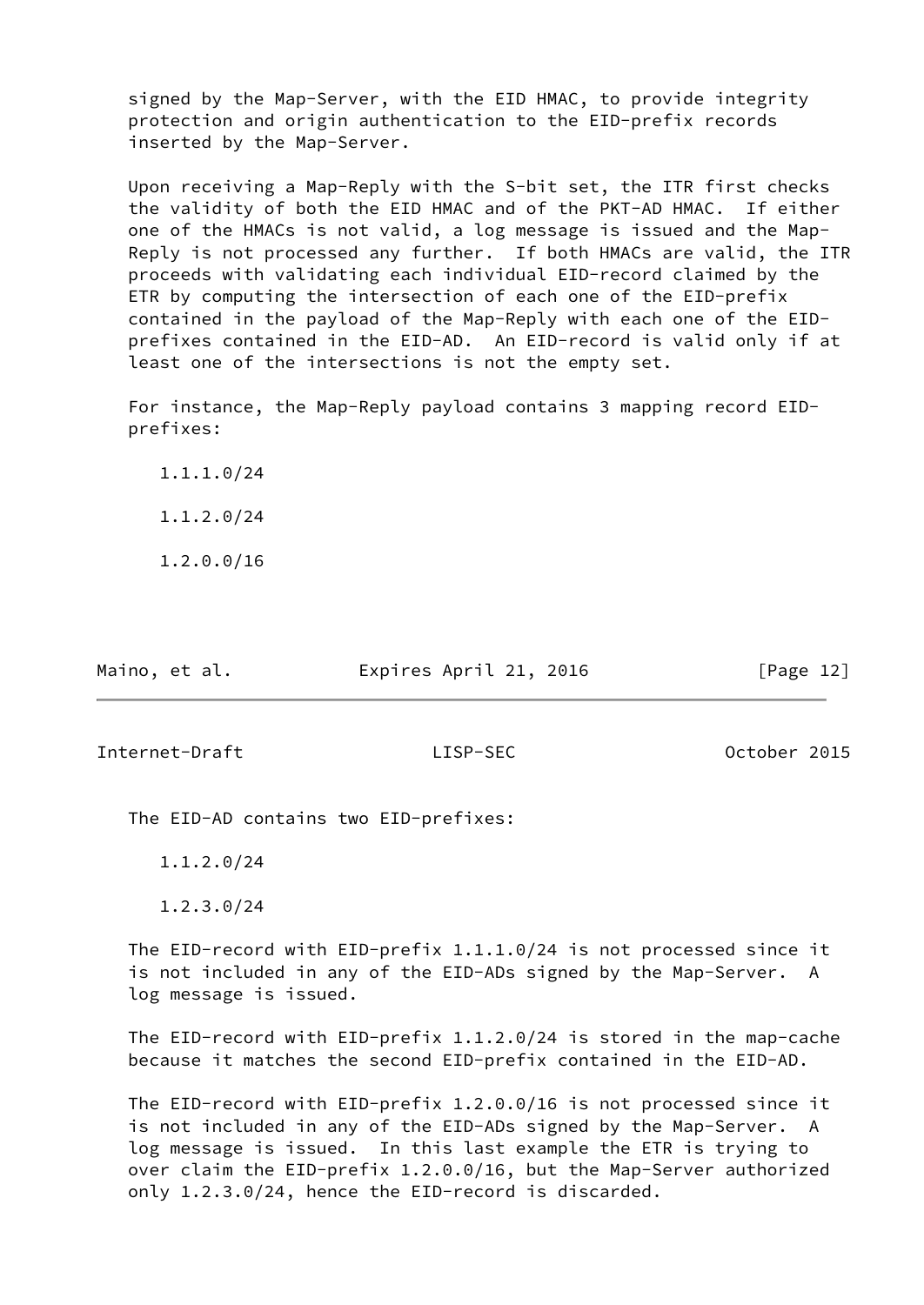signed by the Map-Server, with the EID HMAC, to provide integrity protection and origin authentication to the EID-prefix records inserted by the Map-Server.

Upon receiving a Map-Reply with the S-bit set, the ITR first checks the validity of both the EID HMAC and of the PKT-AD HMAC. If either one of the HMACs is not valid, a log message is issued and the Map-Reply is not processed any further. If both HMACs are valid, the ITR proceeds with validating each individual EID-record claimed by the ETR by computing the intersection of each one of the EID-prefix contained in the payload of the Map-Reply with each one of the EID-prefixes contained in the EID-AD. An EID-record is valid only if at least one of the intersections is not the empty set.

For instance, the Map-Reply payload contains 3 mapping record EID-prefixes:

    1.1.1.0/24

    1.1.2.0/24

    1.2.0.0/16

The EID-AD contains two EID-prefixes:

    1.1.2.0/24

    1.2.3.0/24

The EID-record with EID-prefix 1.1.1.0/24 is not processed since it is not included in any of the EID-ADs signed by the Map-Server. A log message is issued.

The EID-record with EID-prefix 1.1.2.0/24 is stored in the map-cache because it matches the second EID-prefix contained in the EID-AD.

The EID-record with EID-prefix 1.2.0.0/16 is not processed since it is not included in any of the EID-ADs signed by the Map-Server. A log message is issued. In this last example the ETR is trying to over claim the EID-prefix 1.2.0.0/16, but the Map-Server authorized only 1.2.3.0/24, hence the EID-record is discarded.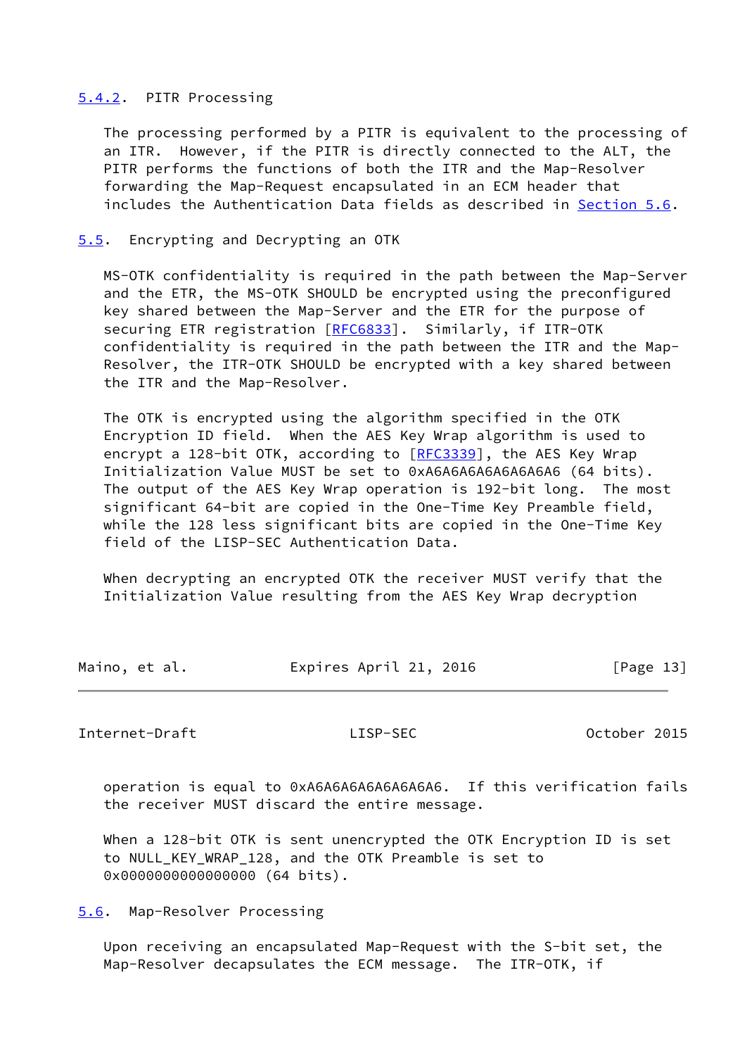### 5.4.2. PITR Processing

The processing performed by a PITR is equivalent to the processing of an ITR. However, if the PITR is directly connected to the ALT, the PITR performs the functions of both the ITR and the Map-Resolver forwarding the Map-Request encapsulated in an ECM header that includes the Authentication Data fields as described in Section 5.6.

## 5.5. Encrypting and Decrypting an OTK

MS-OTK confidentiality is required in the path between the Map-Server and the ETR, the MS-OTK SHOULD be encrypted using the preconfigured key shared between the Map-Server and the ETR for the purpose of securing ETR registration [RFC6833]. Similarly, if ITR-OTK confidentiality is required in the path between the ITR and the Map-Resolver, the ITR-OTK SHOULD be encrypted with a key shared between the ITR and the Map-Resolver.

The OTK is encrypted using the algorithm specified in the OTK Encryption ID field. When the AES Key Wrap algorithm is used to encrypt a 128-bit OTK, according to [RFC3339], the AES Key Wrap Initialization Value MUST be set to 0xA6A6A6A6A6A6A6A6 (64 bits). The output of the AES Key Wrap operation is 192-bit long. The most significant 64-bit are copied in the One-Time Key Preamble field, while the 128 less significant bits are copied in the One-Time Key field of the LISP-SEC Authentication Data.

When decrypting an encrypted OTK the receiver MUST verify that the Initialization Value resulting from the AES Key Wrap decryption operation is equal to 0xA6A6A6A6A6A6A6A6. If this verification fails the receiver MUST discard the entire message.

When a 128-bit OTK is sent unencrypted the OTK Encryption ID is set to NULL_KEY_WRAP_128, and the OTK Preamble is set to 0x0000000000000000 (64 bits).

## 5.6. Map-Resolver Processing

Upon receiving an encapsulated Map-Request with the S-bit set, the Map-Resolver decapsulates the ECM message. The ITR-OTK, if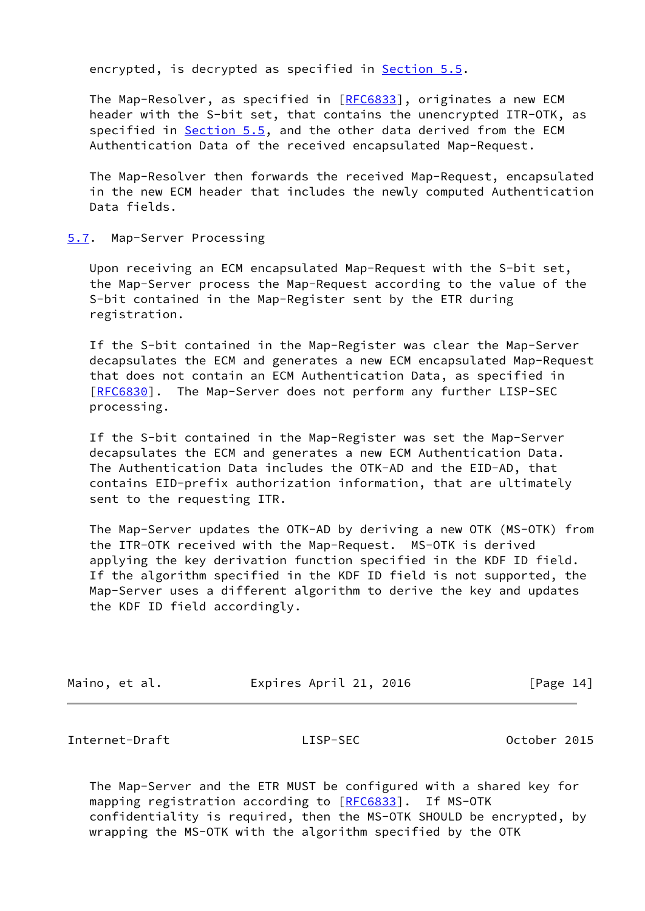encrypted, is decrypted as specified in Section 5.5.

The Map-Resolver, as specified in [RFC6833], originates a new ECM header with the S-bit set, that contains the unencrypted ITR-OTK, as specified in Section 5.5, and the other data derived from the ECM Authentication Data of the received encapsulated Map-Request.

The Map-Resolver then forwards the received Map-Request, encapsulated in the new ECM header that includes the newly computed Authentication Data fields.

### 5.7. Map-Server Processing

Upon receiving an ECM encapsulated Map-Request with the S-bit set, the Map-Server process the Map-Request according to the value of the S-bit contained in the Map-Register sent by the ETR during registration.

If the S-bit contained in the Map-Register was clear the Map-Server decapsulates the ECM and generates a new ECM encapsulated Map-Request that does not contain an ECM Authentication Data, as specified in [RFC6830]. The Map-Server does not perform any further LISP-SEC processing.

If the S-bit contained in the Map-Register was set the Map-Server decapsulates the ECM and generates a new ECM Authentication Data. The Authentication Data includes the OTK-AD and the EID-AD, that contains EID-prefix authorization information, that are ultimately sent to the requesting ITR.

The Map-Server updates the OTK-AD by deriving a new OTK (MS-OTK) from the ITR-OTK received with the Map-Request. MS-OTK is derived applying the key derivation function specified in the KDF ID field. If the algorithm specified in the KDF ID field is not supported, the Map-Server uses a different algorithm to derive the key and updates the KDF ID field accordingly.

The Map-Server and the ETR MUST be configured with a shared key for mapping registration according to [RFC6833]. If MS-OTK confidentiality is required, then the MS-OTK SHOULD be encrypted, by wrapping the MS-OTK with the algorithm specified by the OTK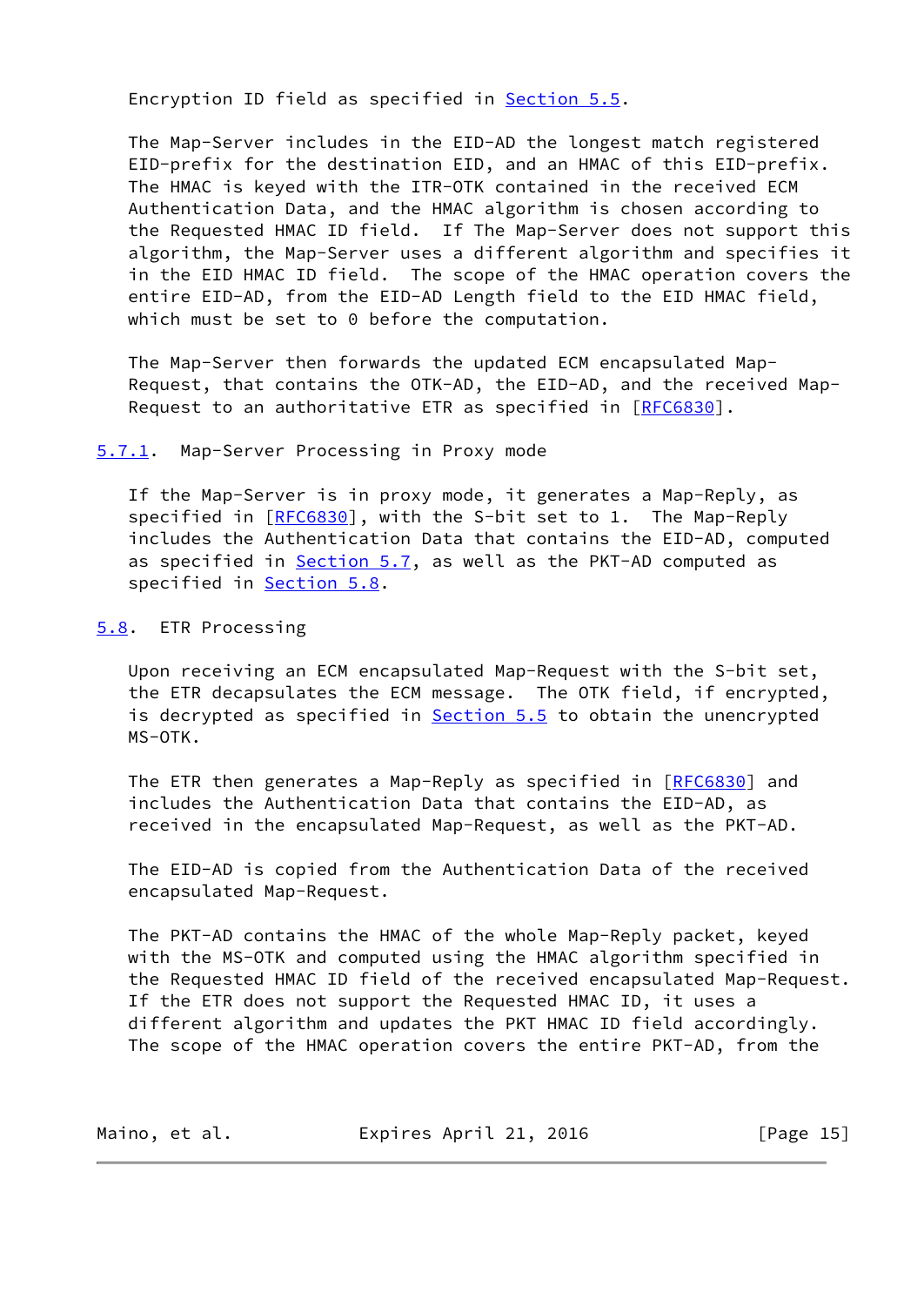Encryption ID field as specified in Section 5.5.

The Map-Server includes in the EID-AD the longest match registered EID-prefix for the destination EID, and an HMAC of this EID-prefix. The HMAC is keyed with the ITR-OTK contained in the received ECM Authentication Data, and the HMAC algorithm is chosen according to the Requested HMAC ID field. If The Map-Server does not support this algorithm, the Map-Server uses a different algorithm and specifies it in the EID HMAC ID field. The scope of the HMAC operation covers the entire EID-AD, from the EID-AD Length field to the EID HMAC field, which must be set to 0 before the computation.

The Map-Server then forwards the updated ECM encapsulated Map-Request, that contains the OTK-AD, the EID-AD, and the received Map-Request to an authoritative ETR as specified in [RFC6830].

### 5.7.1. Map-Server Processing in Proxy mode

If the Map-Server is in proxy mode, it generates a Map-Reply, as specified in [RFC6830], with the S-bit set to 1. The Map-Reply includes the Authentication Data that contains the EID-AD, computed as specified in Section 5.7, as well as the PKT-AD computed as specified in Section 5.8.

## 5.8. ETR Processing

Upon receiving an ECM encapsulated Map-Request with the S-bit set, the ETR decapsulates the ECM message. The OTK field, if encrypted, is decrypted as specified in Section 5.5 to obtain the unencrypted MS-OTK.

The ETR then generates a Map-Reply as specified in [RFC6830] and includes the Authentication Data that contains the EID-AD, as received in the encapsulated Map-Request, as well as the PKT-AD.

The EID-AD is copied from the Authentication Data of the received encapsulated Map-Request.

The PKT-AD contains the HMAC of the whole Map-Reply packet, keyed with the MS-OTK and computed using the HMAC algorithm specified in the Requested HMAC ID field of the received encapsulated Map-Request. If the ETR does not support the Requested HMAC ID, it uses a different algorithm and updates the PKT HMAC ID field accordingly. The scope of the HMAC operation covers the entire PKT-AD, from the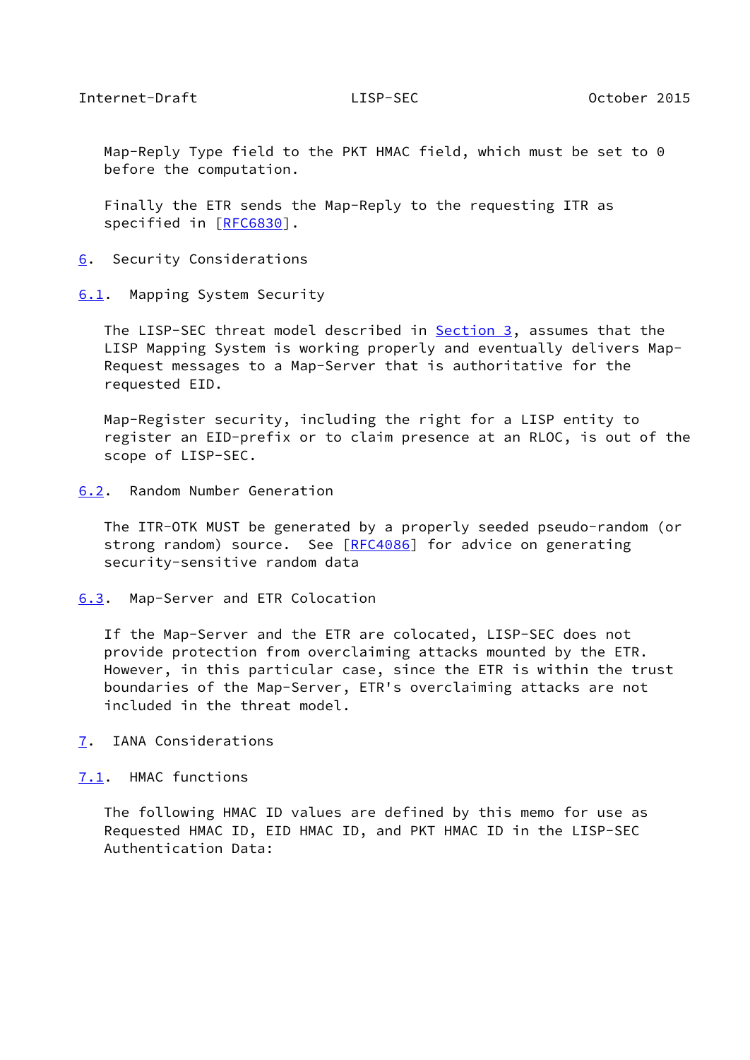Map-Reply Type field to the PKT HMAC field, which must be set to 0 before the computation.

Finally the ETR sends the Map-Reply to the requesting ITR as specified in [RFC6830].

## 6. Security Considerations

### 6.1. Mapping System Security

The LISP-SEC threat model described in Section 3, assumes that the LISP Mapping System is working properly and eventually delivers Map-Request messages to a Map-Server that is authoritative for the requested EID.

Map-Register security, including the right for a LISP entity to register an EID-prefix or to claim presence at an RLOC, is out of the scope of LISP-SEC.

### 6.2. Random Number Generation

The ITR-OTK MUST be generated by a properly seeded pseudo-random (or strong random) source. See [RFC4086] for advice on generating security-sensitive random data

### 6.3. Map-Server and ETR Colocation

If the Map-Server and the ETR are colocated, LISP-SEC does not provide protection from overclaiming attacks mounted by the ETR. However, in this particular case, since the ETR is within the trust boundaries of the Map-Server, ETR's overclaiming attacks are not included in the threat model.

## 7. IANA Considerations

### 7.1. HMAC functions

The following HMAC ID values are defined by this memo for use as Requested HMAC ID, EID HMAC ID, and PKT HMAC ID in the LISP-SEC Authentication Data: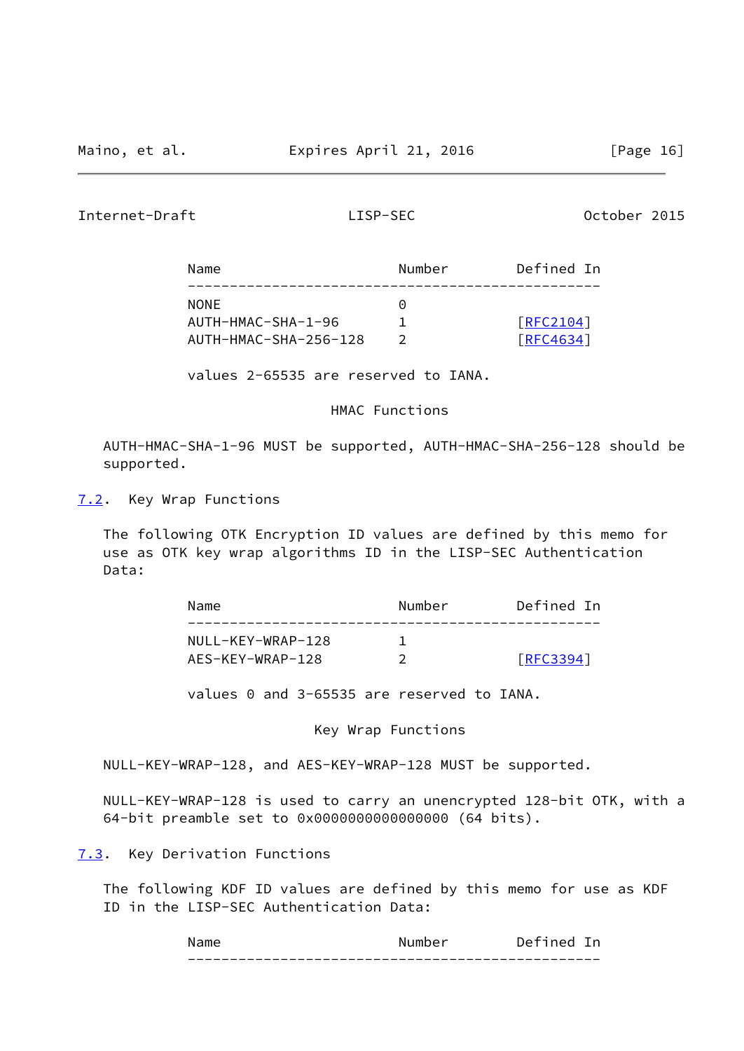| Name | Number | Defined In |
|---|---|---|
| NONE | 0 | |
| AUTH-HMAC-SHA-1-96 | 1 | [RFC2104] |
| AUTH-HMAC-SHA-256-128 | 2 | [RFC4634] |

values 2-65535 are reserved to IANA.

HMAC Functions

AUTH-HMAC-SHA-1-96 MUST be supported, AUTH-HMAC-SHA-256-128 should be supported.

### 7.2. Key Wrap Functions

The following OTK Encryption ID values are defined by this memo for use as OTK key wrap algorithms ID in the LISP-SEC Authentication Data:

| Name | Number | Defined In |
|---|---|---|
| NULL-KEY-WRAP-128 | 1 | |
| AES-KEY-WRAP-128 | 2 | [RFC3394] |

values 0 and 3-65535 are reserved to IANA.

Key Wrap Functions

NULL-KEY-WRAP-128, and AES-KEY-WRAP-128 MUST be supported.

NULL-KEY-WRAP-128 is used to carry an unencrypted 128-bit OTK, with a 64-bit preamble set to 0x0000000000000000 (64 bits).

### 7.3. Key Derivation Functions

The following KDF ID values are defined by this memo for use as KDF ID in the LISP-SEC Authentication Data:

| Name | Number | Defined In |
|---|---|---|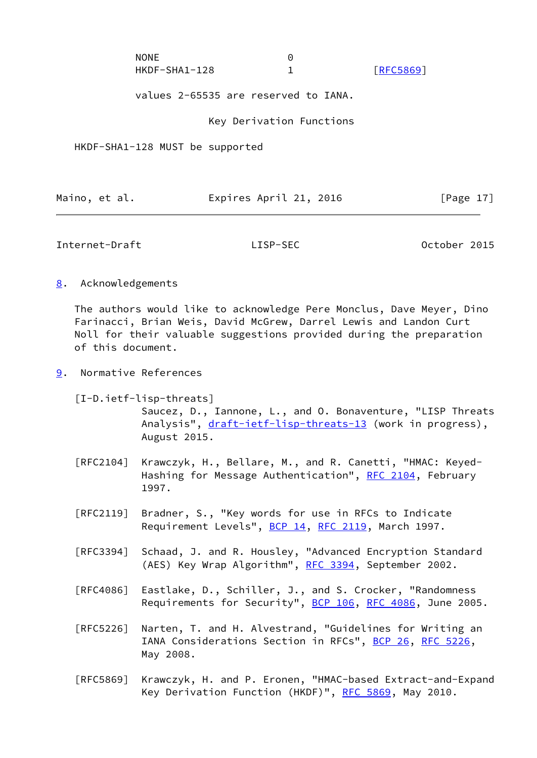| | | |
|---|---|---|
| NONE | 0 | |
| HKDF-SHA1-128 | 1 | [RFC5869] |

values 2-65535 are reserved to IANA.

Key Derivation Functions

HKDF-SHA1-128 MUST be supported

## 8. Acknowledgements

The authors would like to acknowledge Pere Monclus, Dave Meyer, Dino Farinacci, Brian Weis, David McGrew, Darrel Lewis and Landon Curt Noll for their valuable suggestions provided during the preparation of this document.

## 9. Normative References

[I-D.ietf-lisp-threats]
Saucez, D., Iannone, L., and O. Bonaventure, "LISP Threats Analysis", draft-ietf-lisp-threats-13 (work in progress), August 2015.

[RFC2104] Krawczyk, H., Bellare, M., and R. Canetti, "HMAC: Keyed-Hashing for Message Authentication", RFC 2104, February 1997.

[RFC2119] Bradner, S., "Key words for use in RFCs to Indicate Requirement Levels", BCP 14, RFC 2119, March 1997.

[RFC3394] Schaad, J. and R. Housley, "Advanced Encryption Standard (AES) Key Wrap Algorithm", RFC 3394, September 2002.

[RFC4086] Eastlake, D., Schiller, J., and S. Crocker, "Randomness Requirements for Security", BCP 106, RFC 4086, June 2005.

[RFC5226] Narten, T. and H. Alvestrand, "Guidelines for Writing an IANA Considerations Section in RFCs", BCP 26, RFC 5226, May 2008.

[RFC5869] Krawczyk, H. and P. Eronen, "HMAC-based Extract-and-Expand Key Derivation Function (HKDF)", RFC 5869, May 2010.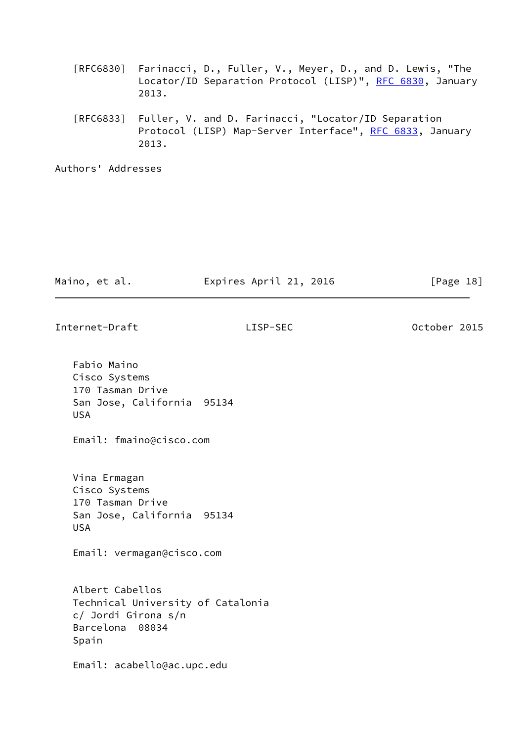[RFC6830] Farinacci, D., Fuller, V., Meyer, D., and D. Lewis, "The Locator/ID Separation Protocol (LISP)", RFC 6830, January 2013.

[RFC6833] Fuller, V. and D. Farinacci, "Locator/ID Separation Protocol (LISP) Map-Server Interface", RFC 6833, January 2013.

## Authors' Addresses

Fabio Maino
Cisco Systems
170 Tasman Drive
San Jose, California 95134
USA

Email: fmaino@cisco.com

Vina Ermagan
Cisco Systems
170 Tasman Drive
San Jose, California 95134
USA

Email: vermagan@cisco.com

Albert Cabellos
Technical University of Catalonia
c/ Jordi Girona s/n
Barcelona 08034
Spain

Email: acabello@ac.upc.edu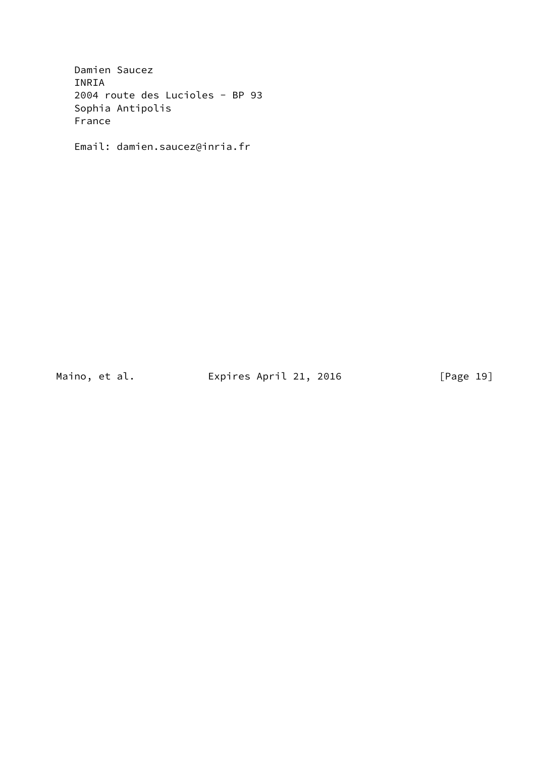Damien Saucez
INRIA
2004 route des Lucioles - BP 93
Sophia Antipolis
France

Email: damien.saucez@inria.fr